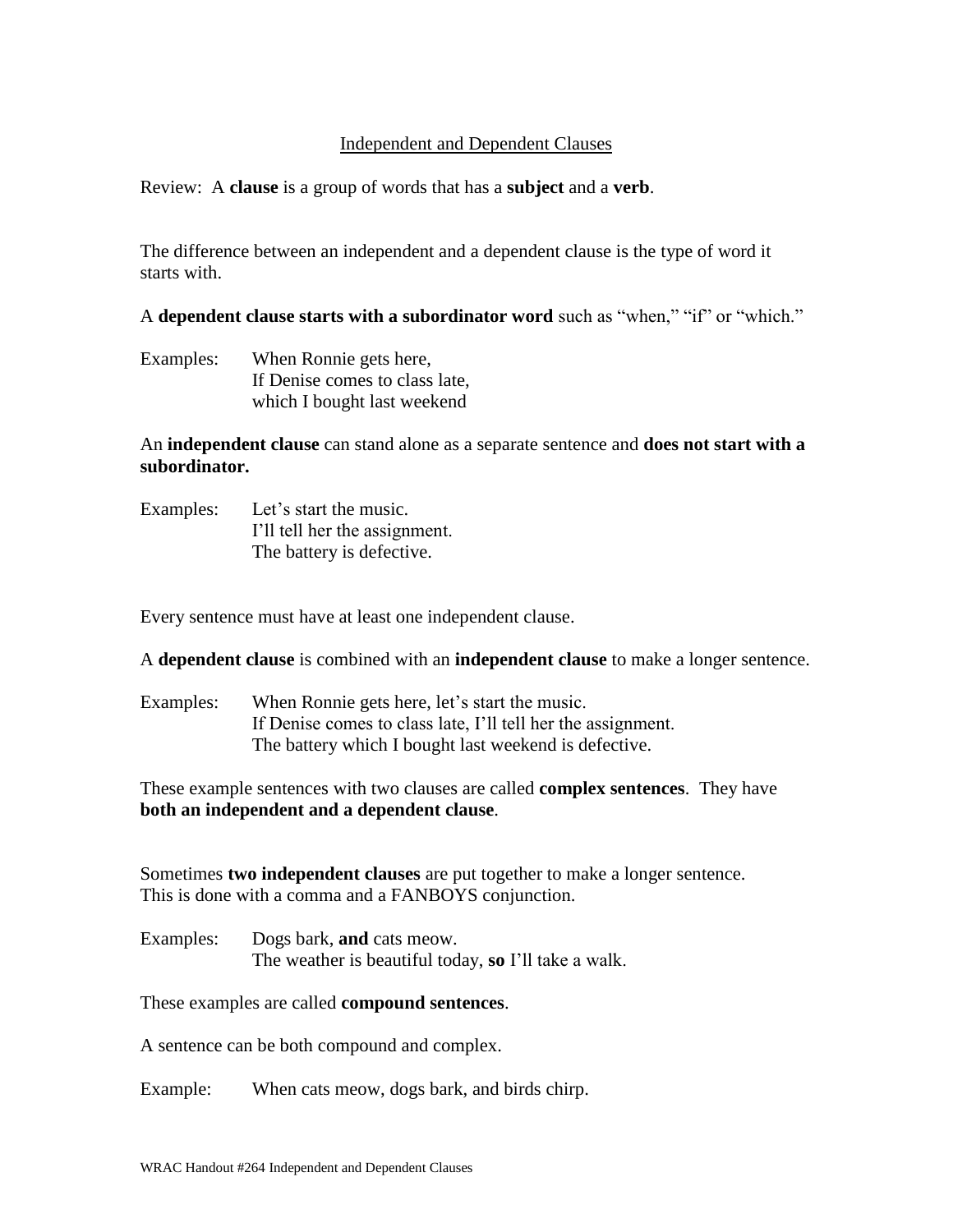# Independent and Dependent Clauses

Review: A **clause** is a group of words that has a **subject** and a **verb**.

The difference between an independent and a dependent clause is the type of word it starts with.

A **dependent clause starts with a subordinator word** such as "when," "if" or "which."

Examples:

When Ronnie gets here,
If Denise comes to class late,
which I bought last weekend

An **independent clause** can stand alone as a separate sentence and **does not start with a subordinator.**

Examples:

Let's start the music.
I'll tell her the assignment.
The battery is defective.

Every sentence must have at least one independent clause.

A **dependent clause** is combined with an **independent clause** to make a longer sentence.

Examples:

When Ronnie gets here, let's start the music.
If Denise comes to class late, I'll tell her the assignment.
The battery which I bought last weekend is defective.

These example sentences with two clauses are called **complex sentences**. They have **both an independent and a dependent clause**.

Sometimes **two independent clauses** are put together to make a longer sentence. This is done with a comma and a FANBOYS conjunction.

Examples:

Dogs bark, **and** cats meow.
The weather is beautiful today, **so** I'll take a walk.

These examples are called **compound sentences**.

A sentence can be both compound and complex.

Example: When cats meow, dogs bark, and birds chirp.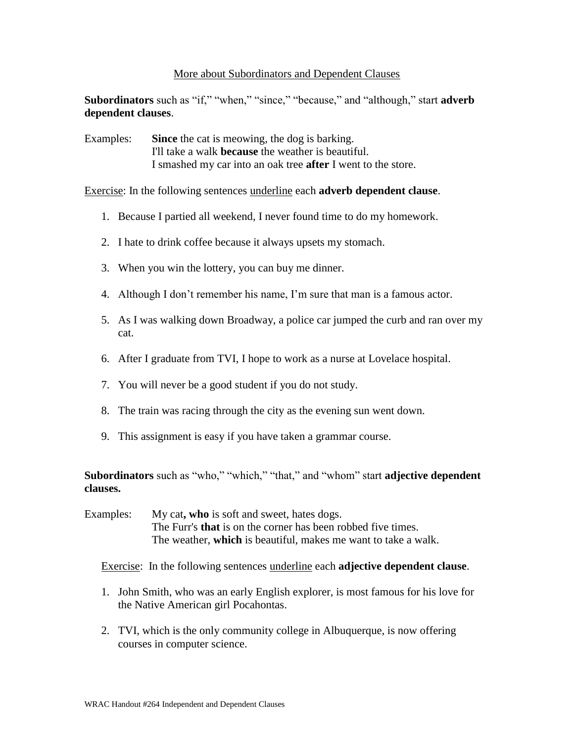More about Subordinators and Dependent Clauses

**Subordinators** such as "if," "when," "since," "because," and "although," start **adverb dependent clauses**.

Examples: **Since** the cat is meowing, the dog is barking.
I'll take a walk **because** the weather is beautiful.
I smashed my car into an oak tree **after** I went to the store.

Exercise: In the following sentences underline each **adverb dependent clause**.

1. Because I partied all weekend, I never found time to do my homework.
2. I hate to drink coffee because it always upsets my stomach.
3. When you win the lottery, you can buy me dinner.
4. Although I don't remember his name, I'm sure that man is a famous actor.
5. As I was walking down Broadway, a police car jumped the curb and ran over my cat.
6. After I graduate from TVI, I hope to work as a nurse at Lovelace hospital.
7. You will never be a good student if you do not study.
8. The train was racing through the city as the evening sun went down.
9. This assignment is easy if you have taken a grammar course.

**Subordinators** such as "who," "which," "that," and "whom" start **adjective dependent clauses.**

Examples: My cat**, who** is soft and sweet, hates dogs.
The Furr's **that** is on the corner has been robbed five times.
The weather, **which** is beautiful, makes me want to take a walk.

Exercise: In the following sentences underline each **adjective dependent clause**.

1. John Smith, who was an early English explorer, is most famous for his love for the Native American girl Pocahontas.
2. TVI, which is the only community college in Albuquerque, is now offering courses in computer science.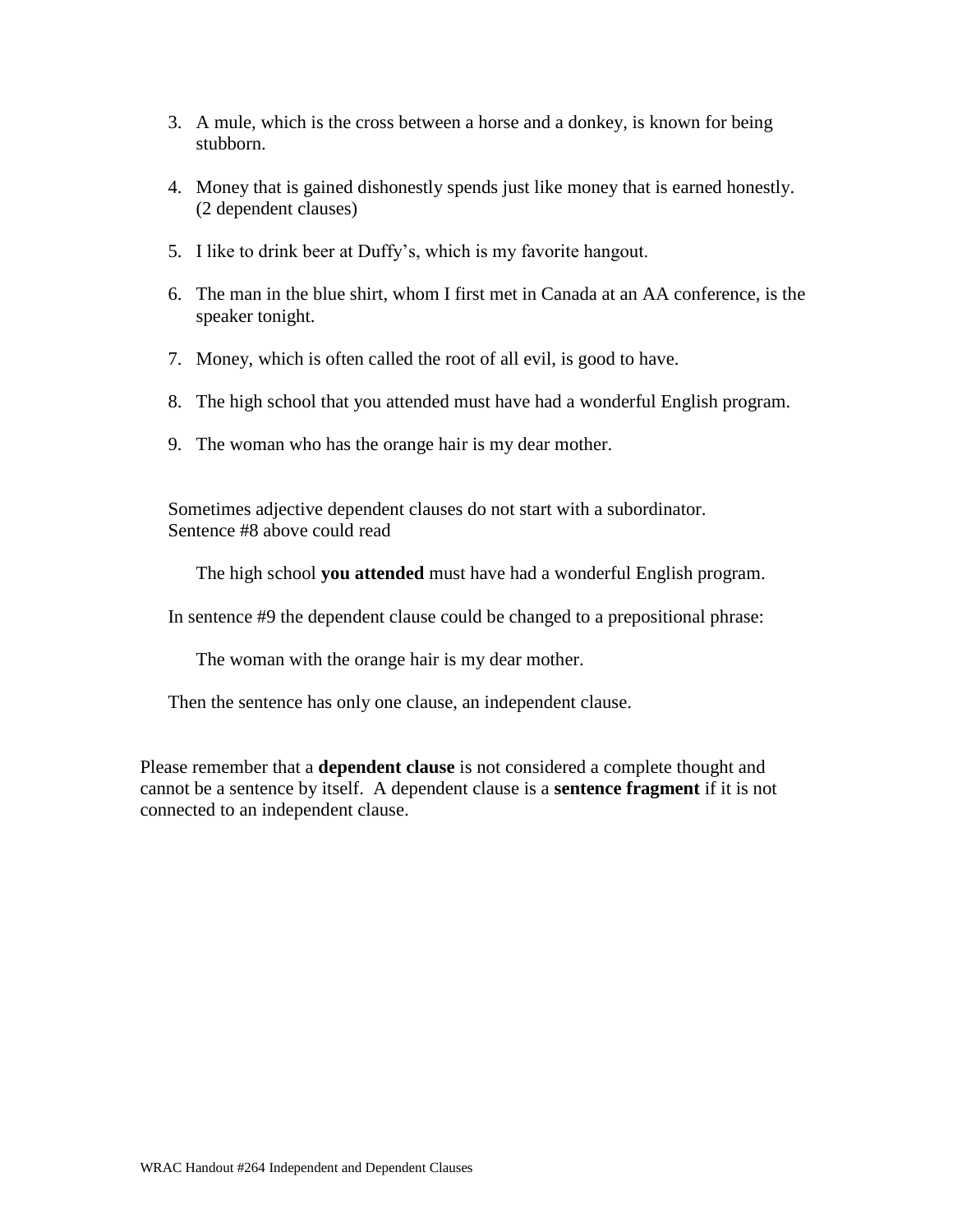3. A mule, which is the cross between a horse and a donkey, is known for being stubborn.

4. Money that is gained dishonestly spends just like money that is earned honestly. (2 dependent clauses)

5. I like to drink beer at Duffy's, which is my favorite hangout.

6. The man in the blue shirt, whom I first met in Canada at an AA conference, is the speaker tonight.

7. Money, which is often called the root of all evil, is good to have.

8. The high school that you attended must have had a wonderful English program.

9. The woman who has the orange hair is my dear mother.

Sometimes adjective dependent clauses do not start with a subordinator. Sentence #8 above could read

> The high school **you attended** must have had a wonderful English program.

In sentence #9 the dependent clause could be changed to a prepositional phrase:

> The woman with the orange hair is my dear mother.

Then the sentence has only one clause, an independent clause.

Please remember that a **dependent clause** is not considered a complete thought and cannot be a sentence by itself. A dependent clause is a **sentence fragment** if it is not connected to an independent clause.